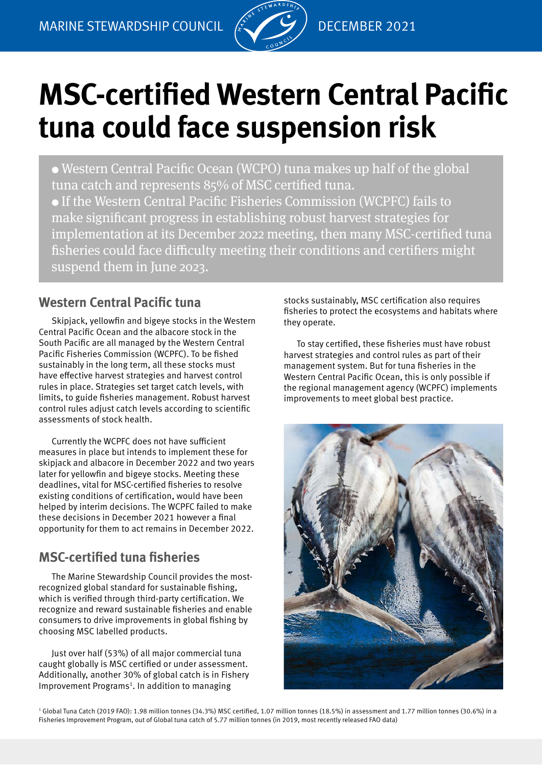MARINE STEWARDSHIP COUNCIL — DECEMBER 2021

# MSC-certified Western Central Pacific tuna could face suspension risk

- Western Central Pacific Ocean (WCPO) tuna makes up half of the global tuna catch and represents 85% of MSC certified tuna.
- If the Western Central Pacific Fisheries Commission (WCPFC) fails to make significant progress in establishing robust harvest strategies for implementation at its December 2022 meeting, then many MSC-certified tuna fisheries could face difficulty meeting their conditions and certifiers might suspend them in June 2023.

## Western Central Pacific tuna

Skipjack, yellowfin and bigeye stocks in the Western Central Pacific Ocean and the albacore stock in the South Pacific are all managed by the Western Central Pacific Fisheries Commission (WCPFC). To be fished sustainably in the long term, all these stocks must have effective harvest strategies and harvest control rules in place. Strategies set target catch levels, with limits, to guide fisheries management. Robust harvest control rules adjust catch levels according to scientific assessments of stock health.

Currently the WCPFC does not have sufficient measures in place but intends to implement these for skipjack and albacore in December 2022 and two years later for yellowfin and bigeye stocks. Meeting these deadlines, vital for MSC-certified fisheries to resolve existing conditions of certification, would have been helped by interim decisions. The WCPFC failed to make these decisions in December 2021 however a final opportunity for them to act remains in December 2022.

## MSC-certified tuna fisheries

The Marine Stewardship Council provides the most-recognized global standard for sustainable fishing, which is verified through third-party certification. We recognize and reward sustainable fisheries and enable consumers to drive improvements in global fishing by choosing MSC labelled products.

Just over half (53%) of all major commercial tuna caught globally is MSC certified or under assessment. Additionally, another 30% of global catch is in Fishery Improvement Programs[1]. In addition to managing stocks sustainably, MSC certification also requires fisheries to protect the ecosystems and habitats where they operate.

To stay certified, these fisheries must have robust harvest strategies and control rules as part of their management system. But for tuna fisheries in the Western Central Pacific Ocean, this is only possible if the regional management agency (WCPFC) implements improvements to meet global best practice.

[1] Global Tuna Catch (2019 FAO): 1.98 million tonnes (34.3%) MSC certified, 1.07 million tonnes (18.5%) in assessment and 1.77 million tonnes (30.6%) in a Fisheries Improvement Program, out of Global tuna catch of 5.77 million tonnes (in 2019, most recently released FAO data)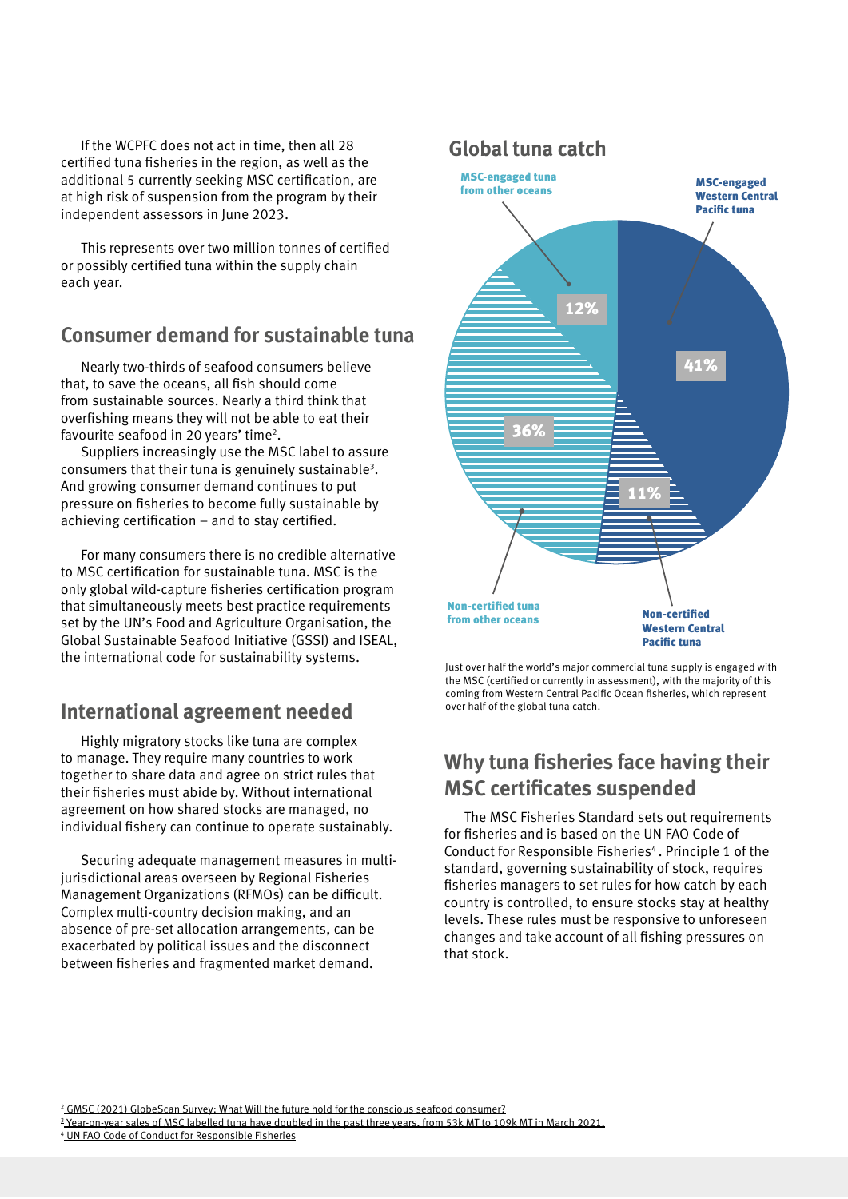If the WCPFC does not act in time, then all 28 certified tuna fisheries in the region, as well as the additional 5 currently seeking MSC certification, are at high risk of suspension from the program by their independent assessors in June 2023.

This represents over two million tonnes of certified or possibly certified tuna within the supply chain each year.

## Consumer demand for sustainable tuna

Nearly two-thirds of seafood consumers believe that, to save the oceans, all fish should come from sustainable sources. Nearly a third think that overfishing means they will not be able to eat their favourite seafood in 20 years' time[2].

Suppliers increasingly use the MSC label to assure consumers that their tuna is genuinely sustainable[3]. And growing consumer demand continues to put pressure on fisheries to become fully sustainable by achieving certification – and to stay certified.

For many consumers there is no credible alternative to MSC certification for sustainable tuna. MSC is the only global wild-capture fisheries certification program that simultaneously meets best practice requirements set by the UN's Food and Agriculture Organisation, the Global Sustainable Seafood Initiative (GSSI) and ISEAL, the international code for sustainability systems.

## International agreement needed

Highly migratory stocks like tuna are complex to manage. They require many countries to work together to share data and agree on strict rules that their fisheries must abide by. Without international agreement on how shared stocks are managed, no individual fishery can continue to operate sustainably.

Securing adequate management measures in multi-jurisdictional areas overseen by Regional Fisheries Management Organizations (RFMOs) can be difficult. Complex multi-country decision making, and an absence of pre-set allocation arrangements, can be exacerbated by political issues and the disconnect between fisheries and fragmented market demand.

## Global tuna catch

| Category | Share |
|---|---|
| MSC-engaged Western Central Pacific tuna | 41% |
| Non-certified Western Central Pacific tuna | 11% |
| Non-certified tuna from other oceans | 36% |
| MSC-engaged tuna from other oceans | 12% |

Just over half the world's major commercial tuna supply is engaged with the MSC (certified or currently in assessment), with the majority of this coming from Western Central Pacific Ocean fisheries, which represent over half of the global tuna catch.

## Why tuna fisheries face having their MSC certificates suspended

The MSC Fisheries Standard sets out requirements for fisheries and is based on the UN FAO Code of Conduct for Responsible Fisheries[4]. Principle 1 of the standard, governing sustainability of stock, requires fisheries managers to set rules for how catch by each country is controlled, to ensure stocks stay at healthy levels. These rules must be responsive to unforeseen changes and take account of all fishing pressures on that stock.

[2] GMSC (2021) GlobeScan Survey: What Will the future hold for the conscious seafood consumer?

[3] Year-on-year sales of MSC labelled tuna have doubled in the past three years, from 53k MT to 109k MT in March 2021.

[4] UN FAO Code of Conduct for Responsible Fisheries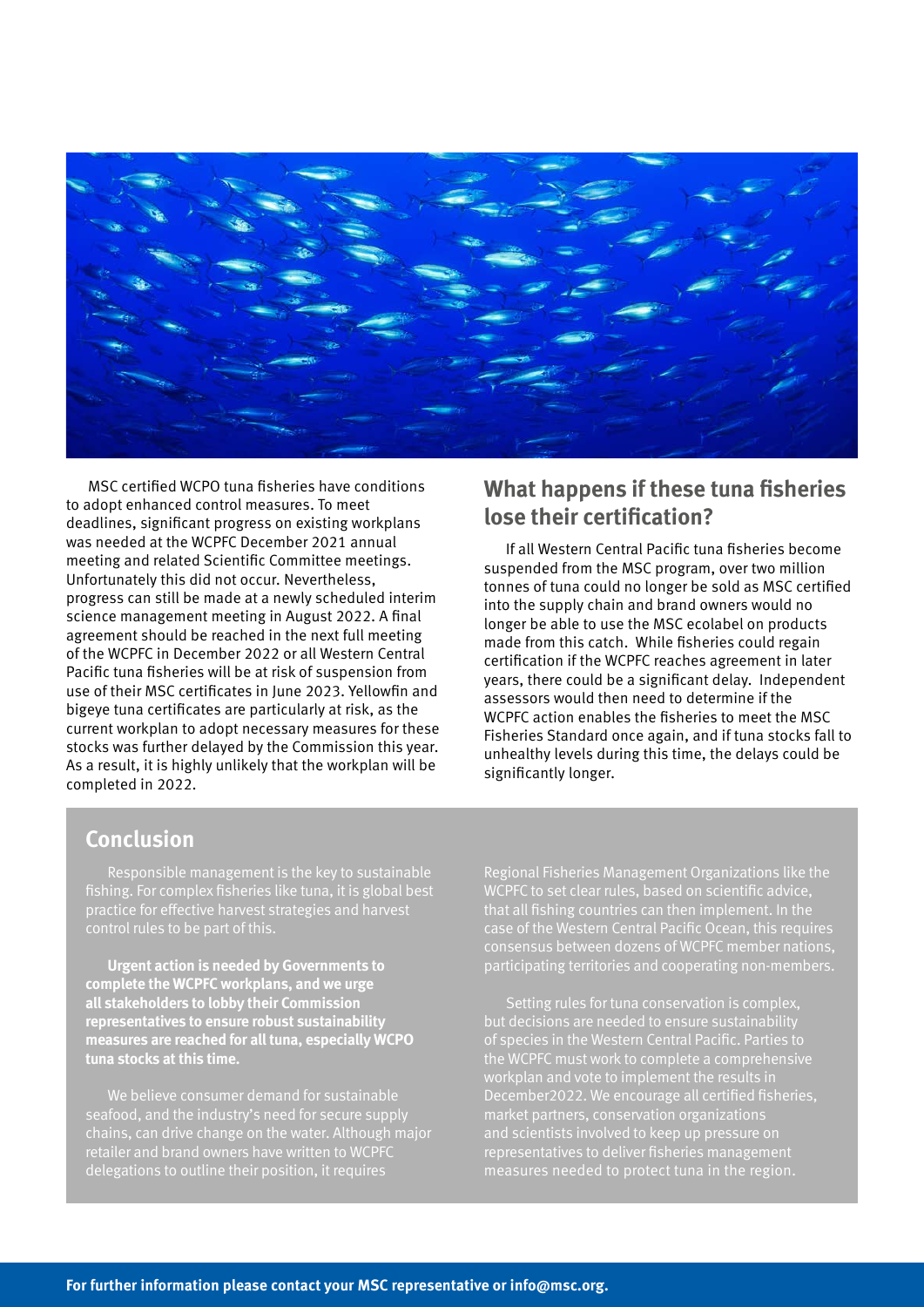MSC certified WCPO tuna fisheries have conditions to adopt enhanced control measures. To meet deadlines, significant progress on existing workplans was needed at the WCPFC December 2021 annual meeting and related Scientific Committee meetings. Unfortunately this did not occur. Nevertheless, progress can still be made at a newly scheduled interim science management meeting in August 2022. A final agreement should be reached in the next full meeting of the WCPFC in December 2022 or all Western Central Pacific tuna fisheries will be at risk of suspension from use of their MSC certificates in June 2023. Yellowfin and bigeye tuna certificates are particularly at risk, as the current workplan to adopt necessary measures for these stocks was further delayed by the Commission this year. As a result, it is highly unlikely that the workplan will be completed in 2022.

## What happens if these tuna fisheries lose their certification?

If all Western Central Pacific tuna fisheries become suspended from the MSC program, over two million tonnes of tuna could no longer be sold as MSC certified into the supply chain and brand owners would no longer be able to use the MSC ecolabel on products made from this catch. While fisheries could regain certification if the WCPFC reaches agreement in later years, there could be a significant delay. Independent assessors would then need to determine if the WCPFC action enables the fisheries to meet the MSC Fisheries Standard once again, and if tuna stocks fall to unhealthy levels during this time, the delays could be significantly longer.

## Conclusion

Responsible management is the key to sustainable fishing. For complex fisheries like tuna, it is global best practice for effective harvest strategies and harvest control rules to be part of this.

**Urgent action is needed by Governments to complete the WCPFC workplans, and we urge all stakeholders to lobby their Commission representatives to ensure robust sustainability measures are reached for all tuna, especially WCPO tuna stocks at this time.**

We believe consumer demand for sustainable seafood, and the industry's need for secure supply chains, can drive change on the water. Although major retailer and brand owners have written to WCPFC delegations to outline their position, it requires Regional Fisheries Management Organizations like the WCPFC to set clear rules, based on scientific advice, that all fishing countries can then implement. In the case of the Western Central Pacific Ocean, this requires consensus between dozens of WCPFC member nations, participating territories and cooperating non-members.

Setting rules for tuna conservation is complex, but decisions are needed to ensure sustainability of species in the Western Central Pacific. Parties to the WCPFC must work to complete a comprehensive workplan and vote to implement the results in December2022. We encourage all certified fisheries, market partners, conservation organizations and scientists involved to keep up pressure on representatives to deliver fisheries management measures needed to protect tuna in the region.

**For further information please contact your MSC representative or info@msc.org.**